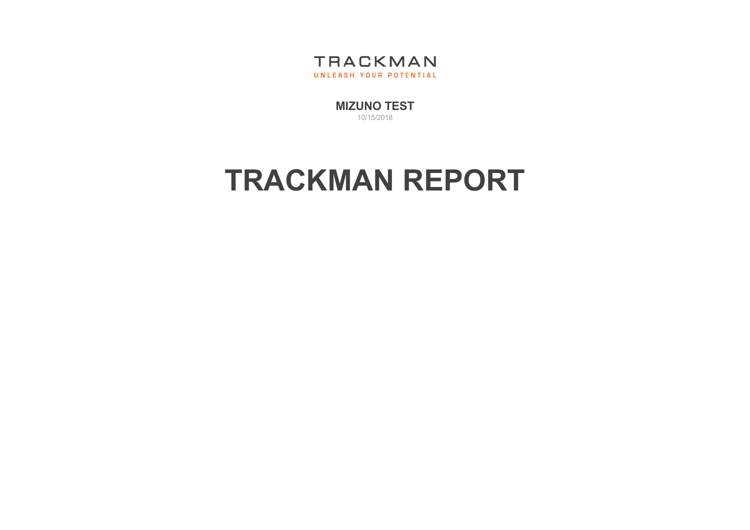TRACKMAN

UNLEASH YOUR POTENTIAL

**MIZUNO TEST**

10/15/2018

# TRACKMAN REPORT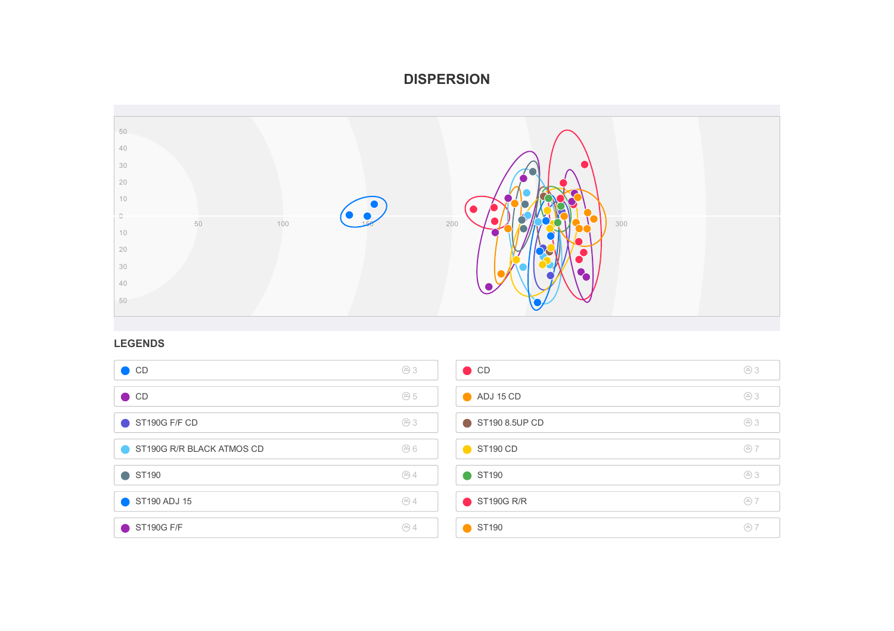# DISPERSION

## LEGENDS

| Name | Count |
|---|---|
| CD | 3 |
| CD | 3 |
| CD | 5 |
| ADJ 15 CD | 3 |
| ST190G F/F CD | 3 |
| ST190 8.5UP CD | 3 |
| ST190G R/R BLACK ATMOS CD | 6 |
| ST190 CD | 7 |
| ST190 | 4 |
| ST190 | 3 |
| ST190 ADJ 15 | 4 |
| ST190G R/R | 7 |
| ST190G F/F | 4 |
| ST190 | 7 |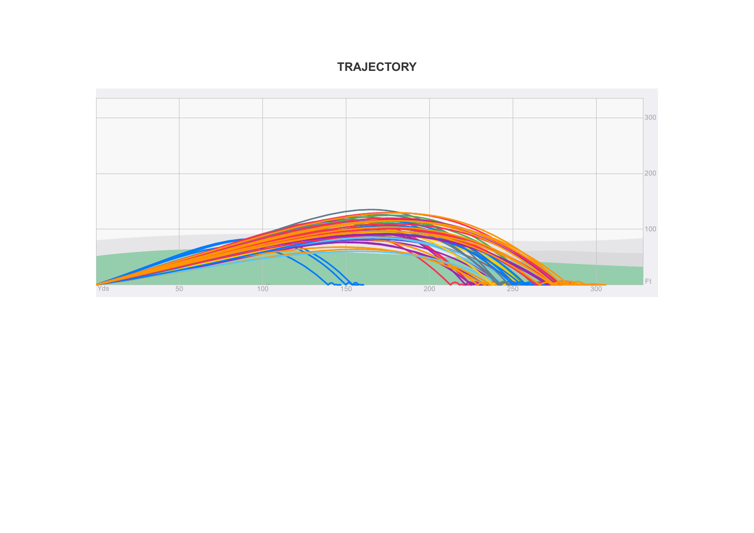# TRAJECTORY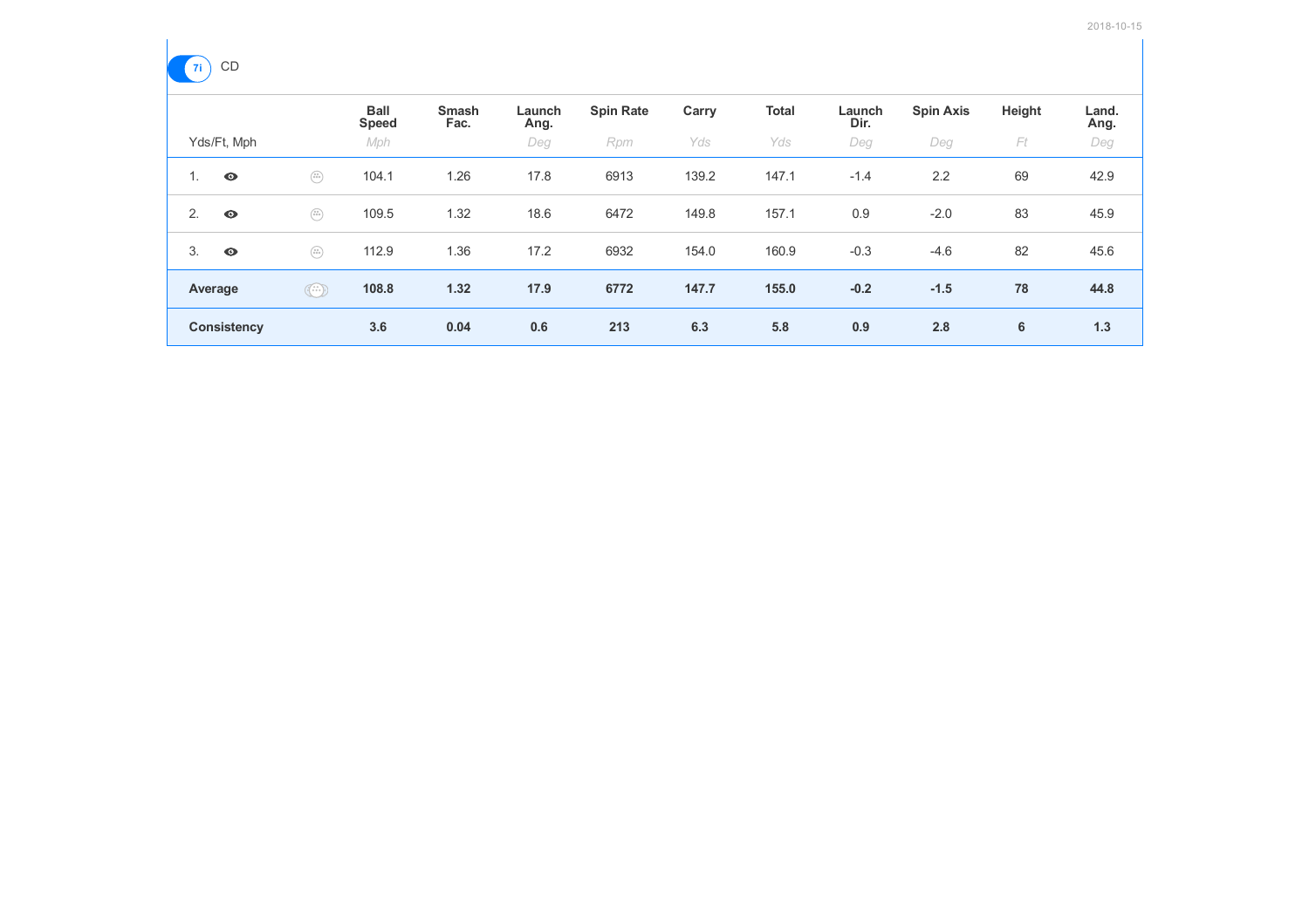7i CD

| Yds/Ft, Mph | | Ball Speed<br>*Mph* | Smash Fac. | Launch Ang.<br>*Deg* | Spin Rate<br>*Rpm* | Carry<br>*Yds* | Total<br>*Yds* | Launch Dir.<br>*Deg* | Spin Axis<br>*Deg* | Height<br>*Ft* | Land. Ang.<br>*Deg* |
|---|---|---|---|---|---|---|---|---|---|---|---|
| 1. | | 104.1 | 1.26 | 17.8 | 6913 | 139.2 | 147.1 | -1.4 | 2.2 | 69 | 42.9 |
| 2. | | 109.5 | 1.32 | 18.6 | 6472 | 149.8 | 157.1 | 0.9 | -2.0 | 83 | 45.9 |
| 3. | | 112.9 | 1.36 | 17.2 | 6932 | 154.0 | 160.9 | -0.3 | -4.6 | 82 | 45.6 |
| **Average** | | **108.8** | **1.32** | **17.9** | **6772** | **147.7** | **155.0** | **-0.2** | **-1.5** | **78** | **44.8** |
| **Consistency** | | **3.6** | **0.04** | **0.6** | **213** | **6.3** | **5.8** | **0.9** | **2.8** | **6** | **1.3** |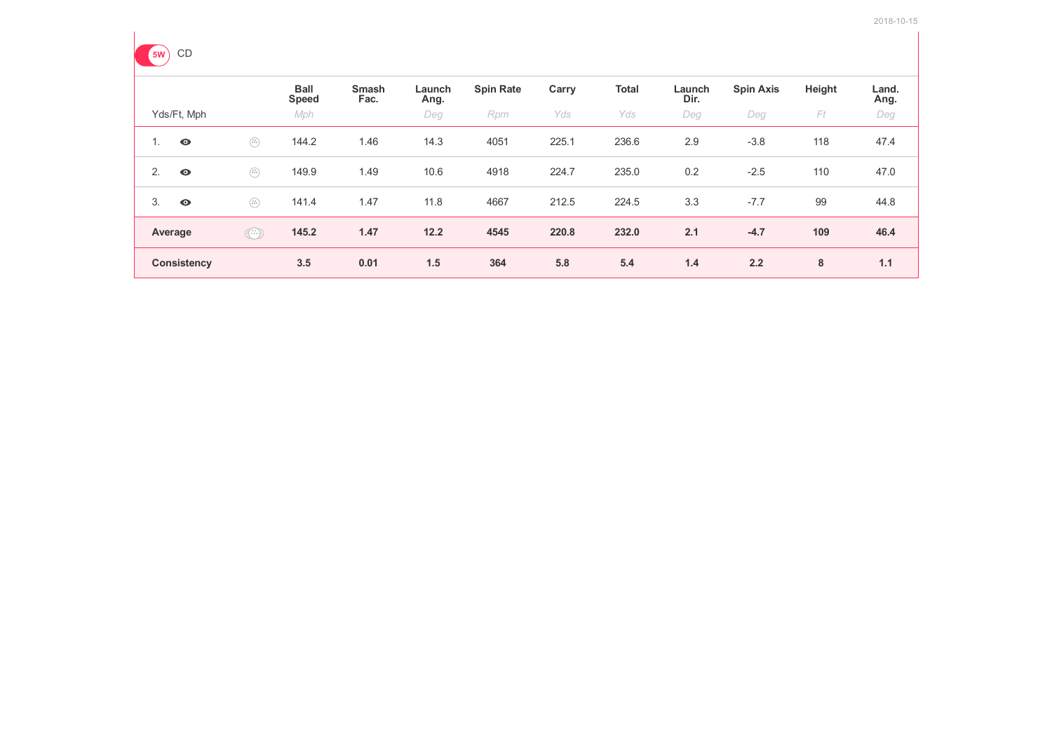5W CD

| Yds/Ft, Mph | | | Ball Speed (Mph) | Smash Fac. | Launch Ang. (Deg) | Spin Rate (Rpm) | Carry (Yds) | Total (Yds) | Launch Dir. (Deg) | Spin Axis (Deg) | Height (Ft) | Land. Ang. (Deg) |
|---|---|---|---|---|---|---|---|---|---|---|---|---|
| 1. | | | 144.2 | 1.46 | 14.3 | 4051 | 225.1 | 236.6 | 2.9 | -3.8 | 118 | 47.4 |
| 2. | | | 149.9 | 1.49 | 10.6 | 4918 | 224.7 | 235.0 | 0.2 | -2.5 | 110 | 47.0 |
| 3. | | | 141.4 | 1.47 | 11.8 | 4667 | 212.5 | 224.5 | 3.3 | -7.7 | 99 | 44.8 |
| **Average** | | | **145.2** | **1.47** | **12.2** | **4545** | **220.8** | **232.0** | **2.1** | **-4.7** | **109** | **46.4** |
| **Consistency** | | | **3.5** | **0.01** | **1.5** | **364** | **5.8** | **5.4** | **1.4** | **2.2** | **8** | **1.1** |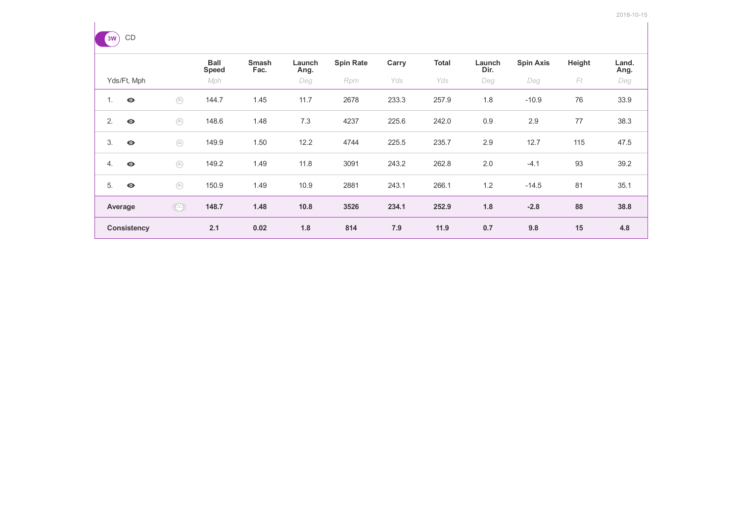3W CD

| Yds/Ft, Mph | | Ball Speed (Mph) | Smash Fac. | Launch Ang. (Deg) | Spin Rate (Rpm) | Carry (Yds) | Total (Yds) | Launch Dir. (Deg) | Spin Axis (Deg) | Height (Ft) | Land. Ang. (Deg) |
|---|---|---|---|---|---|---|---|---|---|---|---|
| 1. | | 144.7 | 1.45 | 11.7 | 2678 | 233.3 | 257.9 | 1.8 | -10.9 | 76 | 33.9 |
| 2. | | 148.6 | 1.48 | 7.3 | 4237 | 225.6 | 242.0 | 0.9 | 2.9 | 77 | 38.3 |
| 3. | | 149.9 | 1.50 | 12.2 | 4744 | 225.5 | 235.7 | 2.9 | 12.7 | 115 | 47.5 |
| 4. | | 149.2 | 1.49 | 11.8 | 3091 | 243.2 | 262.8 | 2.0 | -4.1 | 93 | 39.2 |
| 5. | | 150.9 | 1.49 | 10.9 | 2881 | 243.1 | 266.1 | 1.2 | -14.5 | 81 | 35.1 |
| **Average** | | **148.7** | **1.48** | **10.8** | **3526** | **234.1** | **252.9** | **1.8** | **-2.8** | **88** | **38.8** |
| **Consistency** | | **2.1** | **0.02** | **1.8** | **814** | **7.9** | **11.9** | **0.7** | **9.8** | **15** | **4.8** |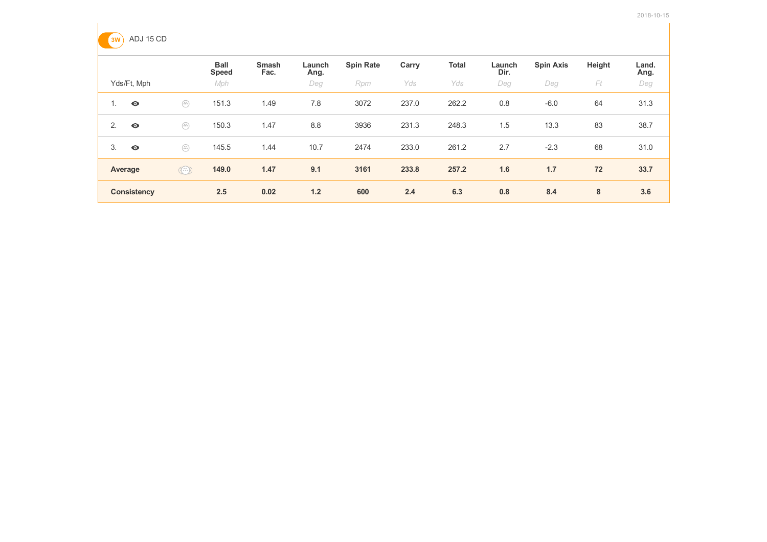2018-10-15

3W ADJ 15 CD

| Yds/Ft, Mph | Ball Speed (Mph) | Smash Fac. | Launch Ang. (Deg) | Spin Rate (Rpm) | Carry (Yds) | Total (Yds) | Launch Dir. (Deg) | Spin Axis (Deg) | Height (Ft) | Land. Ang. (Deg) |
|---|---|---|---|---|---|---|---|---|---|---|
| 1. | 151.3 | 1.49 | 7.8 | 3072 | 237.0 | 262.2 | 0.8 | -6.0 | 64 | 31.3 |
| 2. | 150.3 | 1.47 | 8.8 | 3936 | 231.3 | 248.3 | 1.5 | 13.3 | 83 | 38.7 |
| 3. | 145.5 | 1.44 | 10.7 | 2474 | 233.0 | 261.2 | 2.7 | -2.3 | 68 | 31.0 |
| **Average** | **149.0** | **1.47** | **9.1** | **3161** | **233.8** | **257.2** | **1.6** | **1.7** | **72** | **33.7** |
| **Consistency** | **2.5** | **0.02** | **1.2** | **600** | **2.4** | **6.3** | **0.8** | **8.4** | **8** | **3.6** |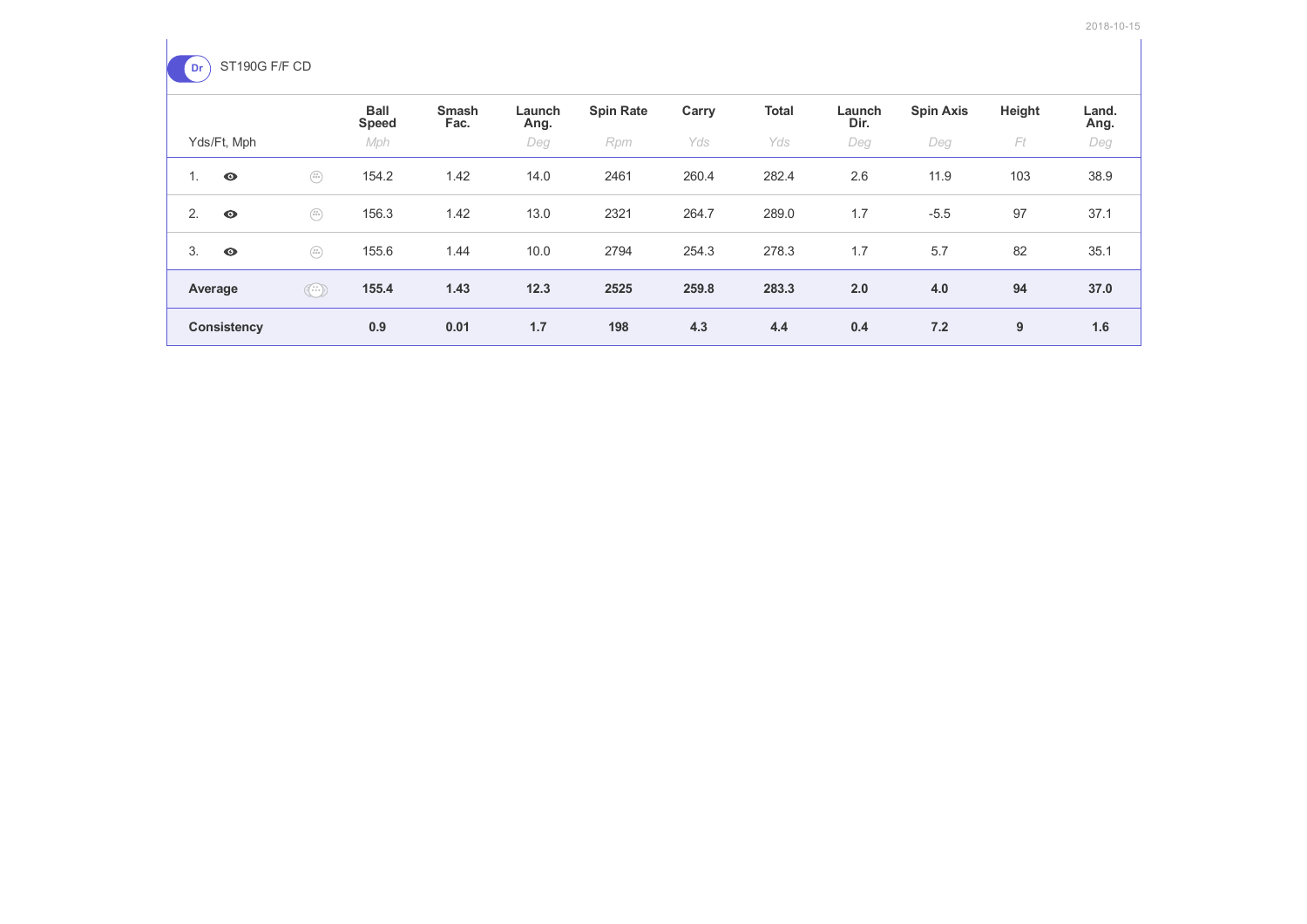Dr ST190G F/F CD

| Yds/Ft, Mph | Ball Speed | Smash Fac. | Launch Ang. | Spin Rate | Carry | Total | Launch Dir. | Spin Axis | Height | Land. Ang. |
|---|---|---|---|---|---|---|---|---|---|---|
| | *Mph* | | *Deg* | *Rpm* | *Yds* | *Yds* | *Deg* | *Deg* | *Ft* | *Deg* |
| 1. | 154.2 | 1.42 | 14.0 | 2461 | 260.4 | 282.4 | 2.6 | 11.9 | 103 | 38.9 |
| 2. | 156.3 | 1.42 | 13.0 | 2321 | 264.7 | 289.0 | 1.7 | -5.5 | 97 | 37.1 |
| 3. | 155.6 | 1.44 | 10.0 | 2794 | 254.3 | 278.3 | 1.7 | 5.7 | 82 | 35.1 |
| **Average** | **155.4** | **1.43** | **12.3** | **2525** | **259.8** | **283.3** | **2.0** | **4.0** | **94** | **37.0** |
| **Consistency** | **0.9** | **0.01** | **1.7** | **198** | **4.3** | **4.4** | **0.4** | **7.2** | **9** | **1.6** |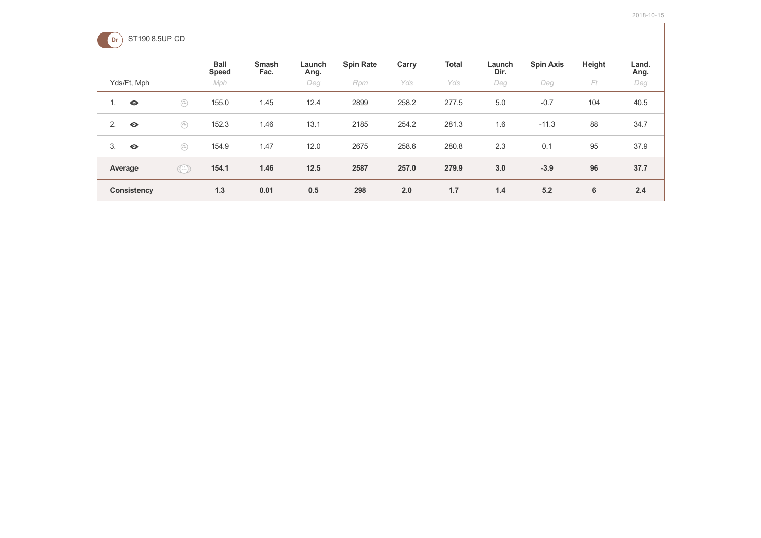2018-10-15

Dr ST190 8.5UP CD

| Yds/Ft, Mph | Ball Speed | Smash Fac. | Launch Ang. | Spin Rate | Carry | Total | Launch Dir. | Spin Axis | Height | Land. Ang. |
|---|---|---|---|---|---|---|---|---|---|---|
| | Mph | | Deg | Rpm | Yds | Yds | Deg | Deg | Ft | Deg |
| 1. | 155.0 | 1.45 | 12.4 | 2899 | 258.2 | 277.5 | 5.0 | -0.7 | 104 | 40.5 |
| 2. | 152.3 | 1.46 | 13.1 | 2185 | 254.2 | 281.3 | 1.6 | -11.3 | 88 | 34.7 |
| 3. | 154.9 | 1.47 | 12.0 | 2675 | 258.6 | 280.8 | 2.3 | 0.1 | 95 | 37.9 |
| **Average** | **154.1** | **1.46** | **12.5** | **2587** | **257.0** | **279.9** | **3.0** | **-3.9** | **96** | **37.7** |
| **Consistency** | **1.3** | **0.01** | **0.5** | **298** | **2.0** | **1.7** | **1.4** | **5.2** | **6** | **2.4** |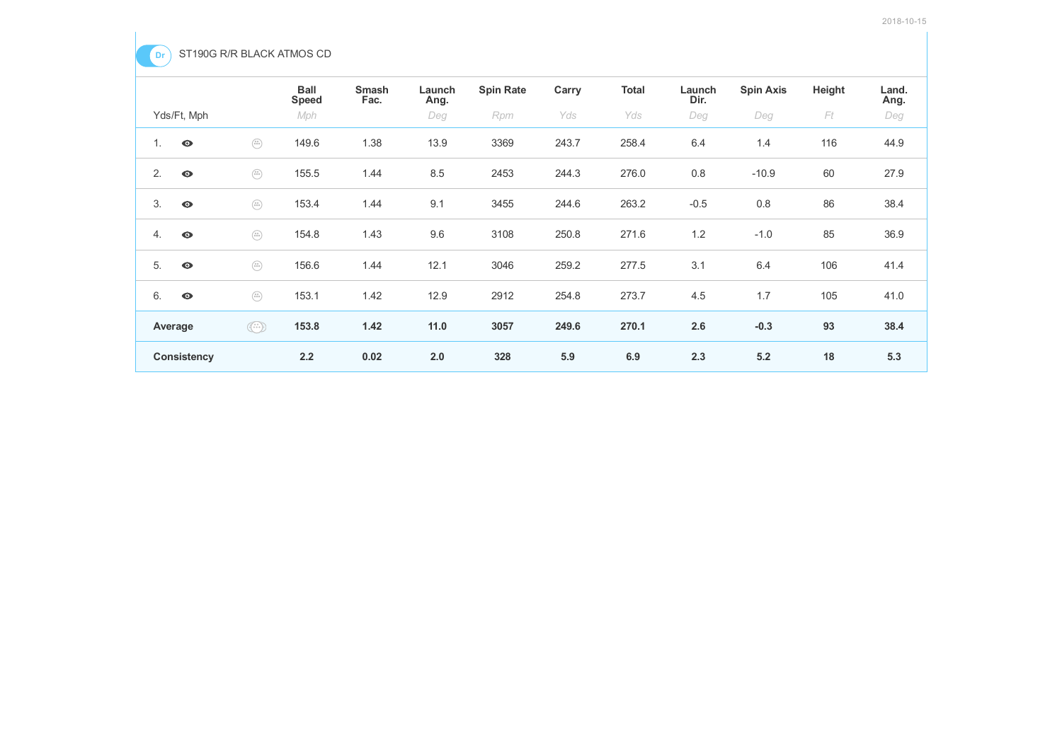2018-10-15

Dr ST190G R/R BLACK ATMOS CD

| Yds/Ft, Mph | Ball Speed | Smash Fac. | Launch Ang. | Spin Rate | Carry | Total | Launch Dir. | Spin Axis | Height | Land. Ang. |
|---|---|---|---|---|---|---|---|---|---|---|
| | Mph | | Deg | Rpm | Yds | Yds | Deg | Deg | Ft | Deg |
| 1. | 149.6 | 1.38 | 13.9 | 3369 | 243.7 | 258.4 | 6.4 | 1.4 | 116 | 44.9 |
| 2. | 155.5 | 1.44 | 8.5 | 2453 | 244.3 | 276.0 | 0.8 | -10.9 | 60 | 27.9 |
| 3. | 153.4 | 1.44 | 9.1 | 3455 | 244.6 | 263.2 | -0.5 | 0.8 | 86 | 38.4 |
| 4. | 154.8 | 1.43 | 9.6 | 3108 | 250.8 | 271.6 | 1.2 | -1.0 | 85 | 36.9 |
| 5. | 156.6 | 1.44 | 12.1 | 3046 | 259.2 | 277.5 | 3.1 | 6.4 | 106 | 41.4 |
| 6. | 153.1 | 1.42 | 12.9 | 2912 | 254.8 | 273.7 | 4.5 | 1.7 | 105 | 41.0 |
| **Average** | **153.8** | **1.42** | **11.0** | **3057** | **249.6** | **270.1** | **2.6** | **-0.3** | **93** | **38.4** |
| **Consistency** | **2.2** | **0.02** | **2.0** | **328** | **5.9** | **6.9** | **2.3** | **5.2** | **18** | **5.3** |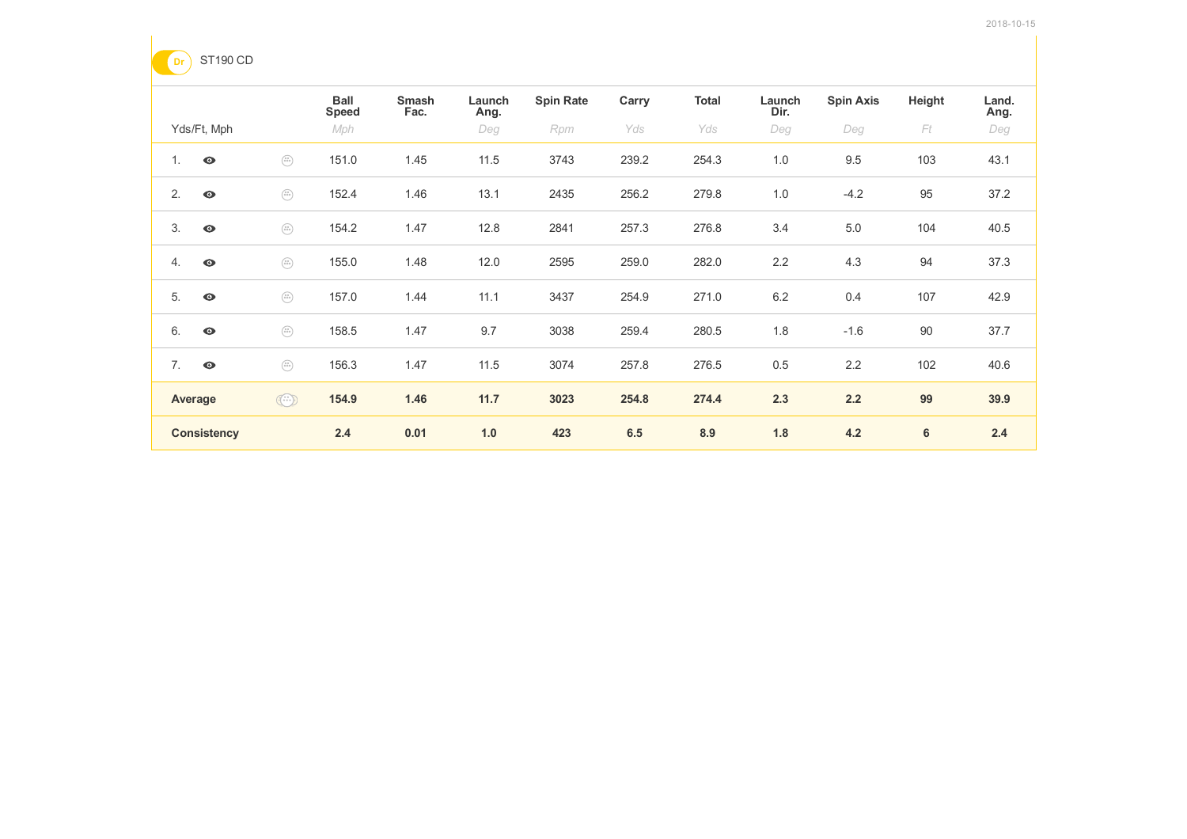Dr ST190 CD

| Yds/Ft, Mph | Ball Speed *Mph* | Smash Fac. | Launch Ang. *Deg* | Spin Rate *Rpm* | Carry *Yds* | Total *Yds* | Launch Dir. *Deg* | Spin Axis *Deg* | Height *Ft* | Land. Ang. *Deg* |
|---|---|---|---|---|---|---|---|---|---|---|
| 1. | 151.0 | 1.45 | 11.5 | 3743 | 239.2 | 254.3 | 1.0 | 9.5 | 103 | 43.1 |
| 2. | 152.4 | 1.46 | 13.1 | 2435 | 256.2 | 279.8 | 1.0 | -4.2 | 95 | 37.2 |
| 3. | 154.2 | 1.47 | 12.8 | 2841 | 257.3 | 276.8 | 3.4 | 5.0 | 104 | 40.5 |
| 4. | 155.0 | 1.48 | 12.0 | 2595 | 259.0 | 282.0 | 2.2 | 4.3 | 94 | 37.3 |
| 5. | 157.0 | 1.44 | 11.1 | 3437 | 254.9 | 271.0 | 6.2 | 0.4 | 107 | 42.9 |
| 6. | 158.5 | 1.47 | 9.7 | 3038 | 259.4 | 280.5 | 1.8 | -1.6 | 90 | 37.7 |
| 7. | 156.3 | 1.47 | 11.5 | 3074 | 257.8 | 276.5 | 0.5 | 2.2 | 102 | 40.6 |
| **Average** | **154.9** | **1.46** | **11.7** | **3023** | **254.8** | **274.4** | **2.3** | **2.2** | **99** | **39.9** |
| **Consistency** | **2.4** | **0.01** | **1.0** | **423** | **6.5** | **8.9** | **1.8** | **4.2** | **6** | **2.4** |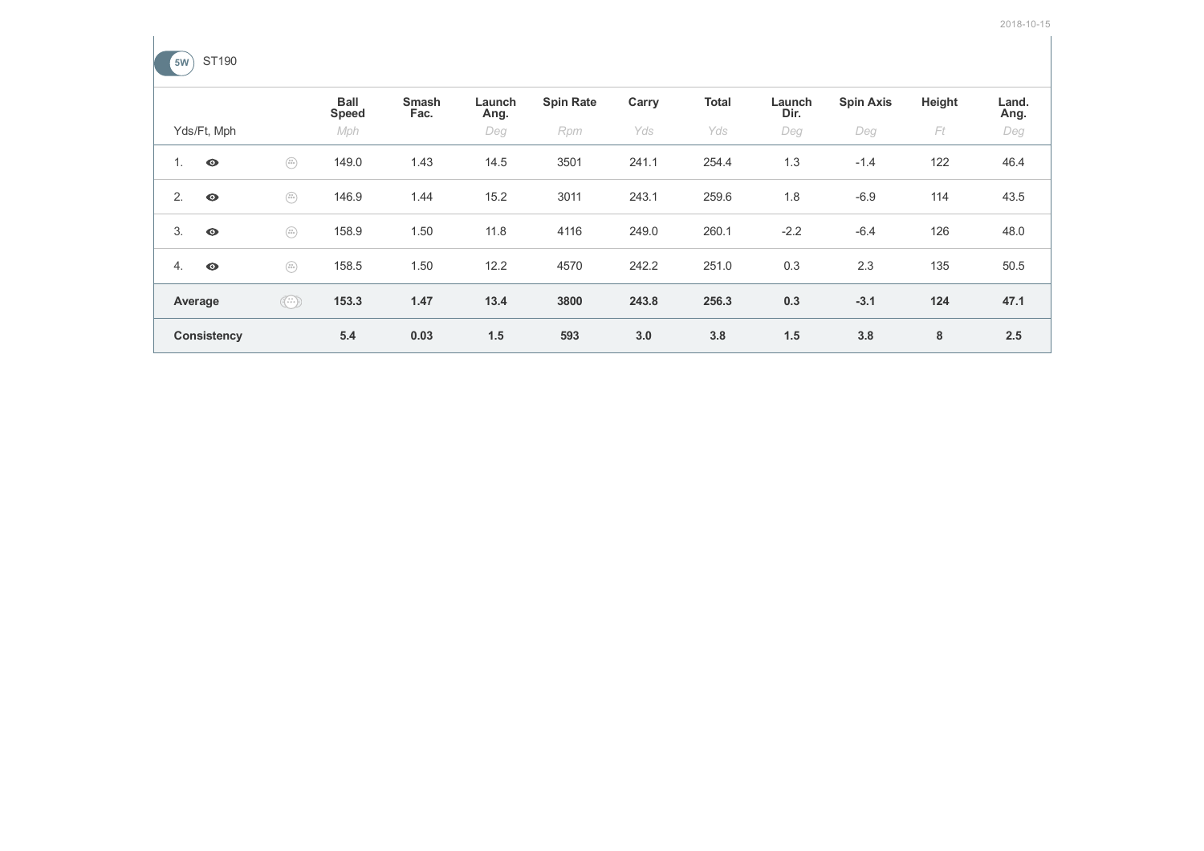5W ST190

| Yds/Ft, Mph | | Ball Speed (Mph) | Smash Fac. | Launch Ang. (Deg) | Spin Rate (Rpm) | Carry (Yds) | Total (Yds) | Launch Dir. (Deg) | Spin Axis (Deg) | Height (Ft) | Land. Ang. (Deg) |
|---|---|---|---|---|---|---|---|---|---|---|---|
| 1. | | 149.0 | 1.43 | 14.5 | 3501 | 241.1 | 254.4 | 1.3 | -1.4 | 122 | 46.4 |
| 2. | | 146.9 | 1.44 | 15.2 | 3011 | 243.1 | 259.6 | 1.8 | -6.9 | 114 | 43.5 |
| 3. | | 158.9 | 1.50 | 11.8 | 4116 | 249.0 | 260.1 | -2.2 | -6.4 | 126 | 48.0 |
| 4. | | 158.5 | 1.50 | 12.2 | 4570 | 242.2 | 251.0 | 0.3 | 2.3 | 135 | 50.5 |
| **Average** | | **153.3** | **1.47** | **13.4** | **3800** | **243.8** | **256.3** | **0.3** | **-3.1** | **124** | **47.1** |
| **Consistency** | | **5.4** | **0.03** | **1.5** | **593** | **3.0** | **3.8** | **1.5** | **3.8** | **8** | **2.5** |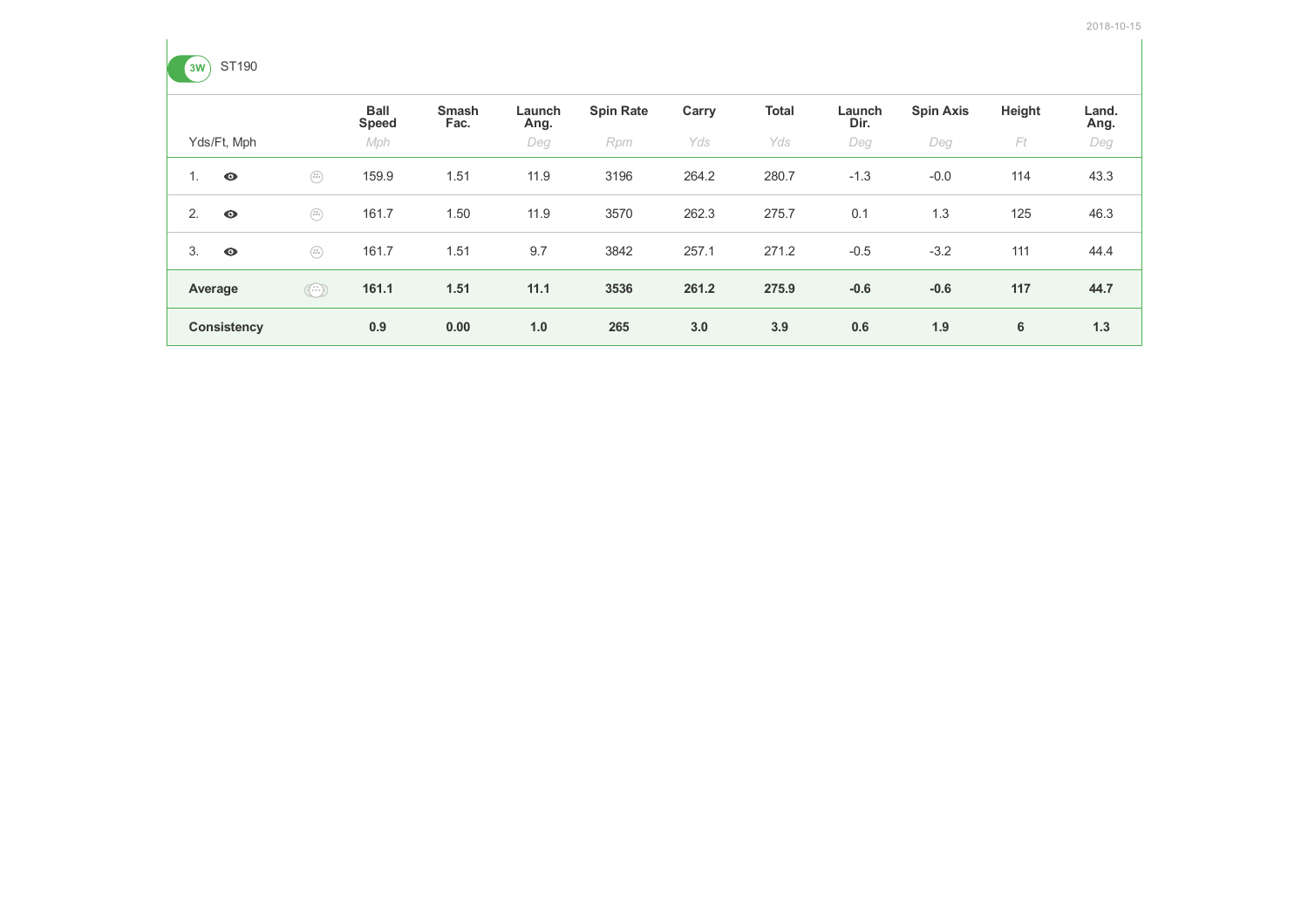3W ST190

| Yds/Ft, Mph | | | Ball Speed<br>*Mph* | Smash Fac. | Launch Ang.<br>*Deg* | Spin Rate<br>*Rpm* | Carry<br>*Yds* | Total<br>*Yds* | Launch Dir.<br>*Deg* | Spin Axis<br>*Deg* | Height<br>*Ft* | Land. Ang.<br>*Deg* |
|---|---|---|---|---|---|---|---|---|---|---|---|---|
| 1. | | | 159.9 | 1.51 | 11.9 | 3196 | 264.2 | 280.7 | -1.3 | -0.0 | 114 | 43.3 |
| 2. | | | 161.7 | 1.50 | 11.9 | 3570 | 262.3 | 275.7 | 0.1 | 1.3 | 125 | 46.3 |
| 3. | | | 161.7 | 1.51 | 9.7 | 3842 | 257.1 | 271.2 | -0.5 | -3.2 | 111 | 44.4 |
| **Average** | | | **161.1** | **1.51** | **11.1** | **3536** | **261.2** | **275.9** | **-0.6** | **-0.6** | **117** | **44.7** |
| **Consistency** | | | **0.9** | **0.00** | **1.0** | **265** | **3.0** | **3.9** | **0.6** | **1.9** | **6** | **1.3** |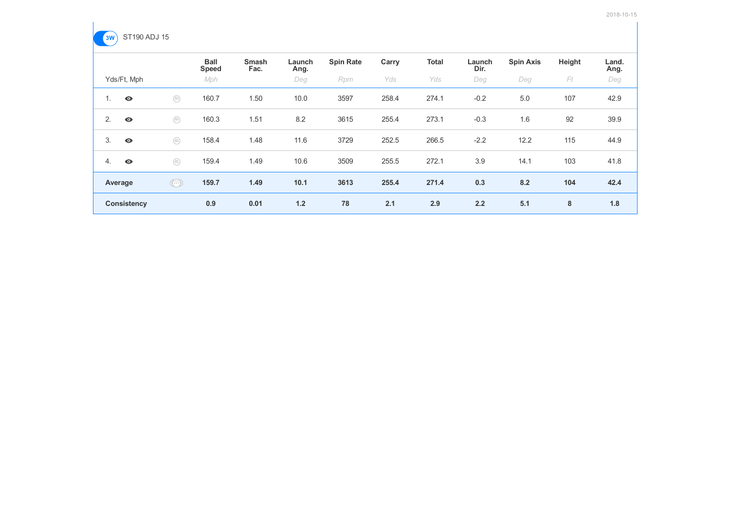2018-10-15

3W ST190 ADJ 15

| Yds/Ft, Mph | | Ball Speed *Mph* | Smash Fac. | Launch Ang. *Deg* | Spin Rate *Rpm* | Carry *Yds* | Total *Yds* | Launch Dir. *Deg* | Spin Axis *Deg* | Height *Ft* | Land. Ang. *Deg* |
|---|---|---|---|---|---|---|---|---|---|---|---|
| 1. | | 160.7 | 1.50 | 10.0 | 3597 | 258.4 | 274.1 | -0.2 | 5.0 | 107 | 42.9 |
| 2. | | 160.3 | 1.51 | 8.2 | 3615 | 255.4 | 273.1 | -0.3 | 1.6 | 92 | 39.9 |
| 3. | | 158.4 | 1.48 | 11.6 | 3729 | 252.5 | 266.5 | -2.2 | 12.2 | 115 | 44.9 |
| 4. | | 159.4 | 1.49 | 10.6 | 3509 | 255.5 | 272.1 | 3.9 | 14.1 | 103 | 41.8 |
| **Average** | | **159.7** | **1.49** | **10.1** | **3613** | **255.4** | **271.4** | **0.3** | **8.2** | **104** | **42.4** |
| **Consistency** | | **0.9** | **0.01** | **1.2** | **78** | **2.1** | **2.9** | **2.2** | **5.1** | **8** | **1.8** |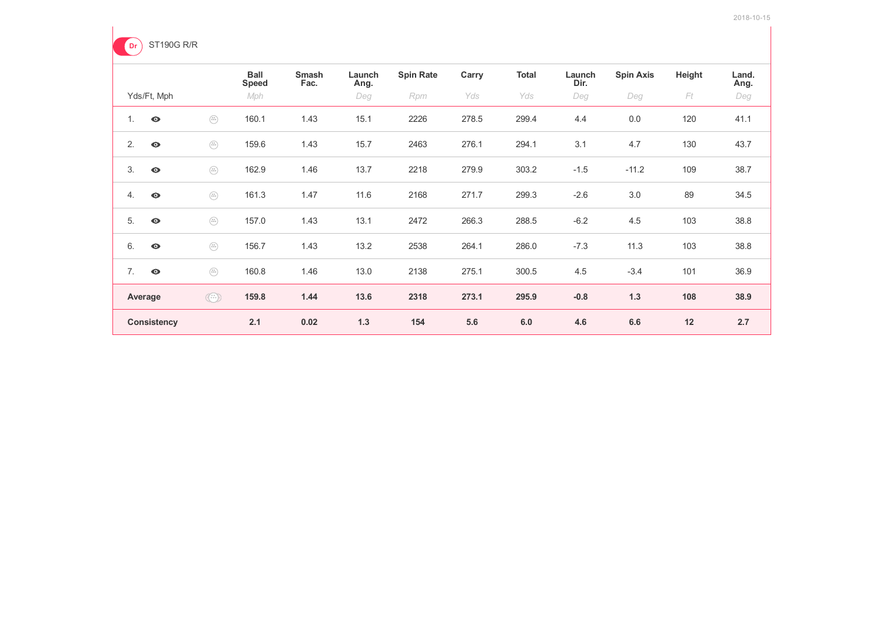Dr ST190G R/R

| Yds/Ft, Mph | | Ball Speed | Smash Fac. | Launch Ang. | Spin Rate | Carry | Total | Launch Dir. | Spin Axis | Height | Land. Ang. |
|---|---|---|---|---|---|---|---|---|---|---|---|
| | | *Mph* | | *Deg* | *Rpm* | *Yds* | *Yds* | *Deg* | *Deg* | *Ft* | *Deg* |
| 1. | | 160.1 | 1.43 | 15.1 | 2226 | 278.5 | 299.4 | 4.4 | 0.0 | 120 | 41.1 |
| 2. | | 159.6 | 1.43 | 15.7 | 2463 | 276.1 | 294.1 | 3.1 | 4.7 | 130 | 43.7 |
| 3. | | 162.9 | 1.46 | 13.7 | 2218 | 279.9 | 303.2 | -1.5 | -11.2 | 109 | 38.7 |
| 4. | | 161.3 | 1.47 | 11.6 | 2168 | 271.7 | 299.3 | -2.6 | 3.0 | 89 | 34.5 |
| 5. | | 157.0 | 1.43 | 13.1 | 2472 | 266.3 | 288.5 | -6.2 | 4.5 | 103 | 38.8 |
| 6. | | 156.7 | 1.43 | 13.2 | 2538 | 264.1 | 286.0 | -7.3 | 11.3 | 103 | 38.8 |
| 7. | | 160.8 | 1.46 | 13.0 | 2138 | 275.1 | 300.5 | 4.5 | -3.4 | 101 | 36.9 |
| **Average** | | **159.8** | **1.44** | **13.6** | **2318** | **273.1** | **295.9** | **-0.8** | **1.3** | **108** | **38.9** |
| **Consistency** | | **2.1** | **0.02** | **1.3** | **154** | **5.6** | **6.0** | **4.6** | **6.6** | **12** | **2.7** |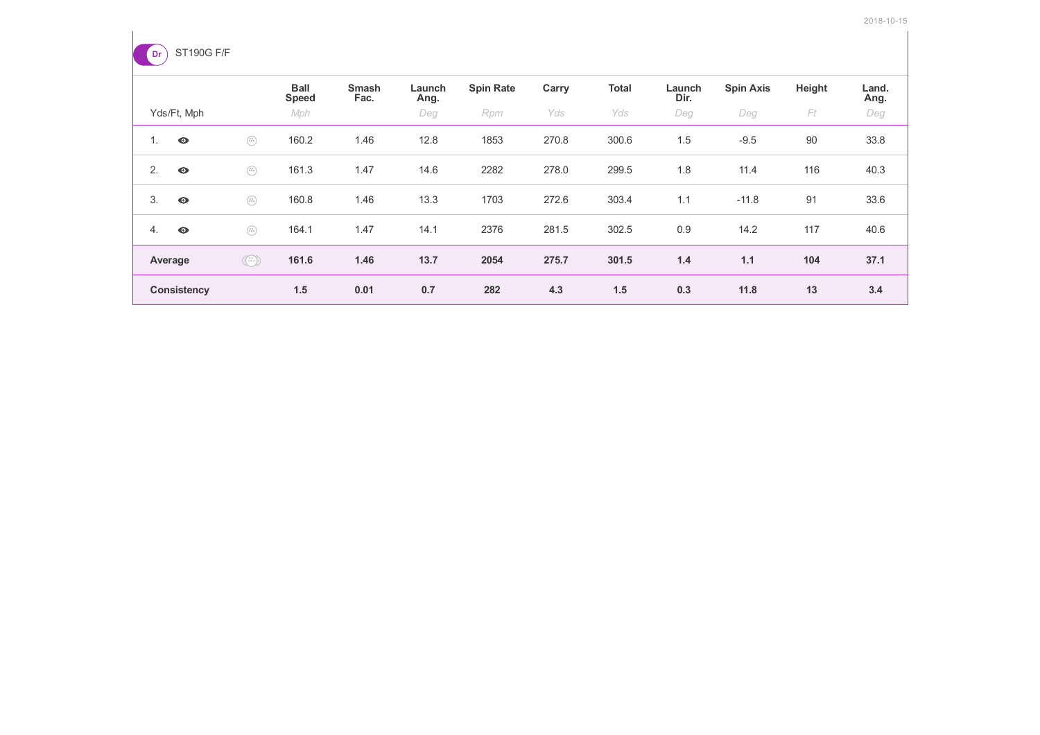Dr ST190G F/F

| Yds/Ft, Mph | Ball Speed (Mph) | Smash Fac. | Launch Ang. (Deg) | Spin Rate (Rpm) | Carry (Yds) | Total (Yds) | Launch Dir. (Deg) | Spin Axis (Deg) | Height (Ft) | Land. Ang. (Deg) |
|---|---|---|---|---|---|---|---|---|---|---|
| 1. | 160.2 | 1.46 | 12.8 | 1853 | 270.8 | 300.6 | 1.5 | -9.5 | 90 | 33.8 |
| 2. | 161.3 | 1.47 | 14.6 | 2282 | 278.0 | 299.5 | 1.8 | 11.4 | 116 | 40.3 |
| 3. | 160.8 | 1.46 | 13.3 | 1703 | 272.6 | 303.4 | 1.1 | -11.8 | 91 | 33.6 |
| 4. | 164.1 | 1.47 | 14.1 | 2376 | 281.5 | 302.5 | 0.9 | 14.2 | 117 | 40.6 |
| **Average** | **161.6** | **1.46** | **13.7** | **2054** | **275.7** | **301.5** | **1.4** | **1.1** | **104** | **37.1** |
| **Consistency** | **1.5** | **0.01** | **0.7** | **282** | **4.3** | **1.5** | **0.3** | **11.8** | **13** | **3.4** |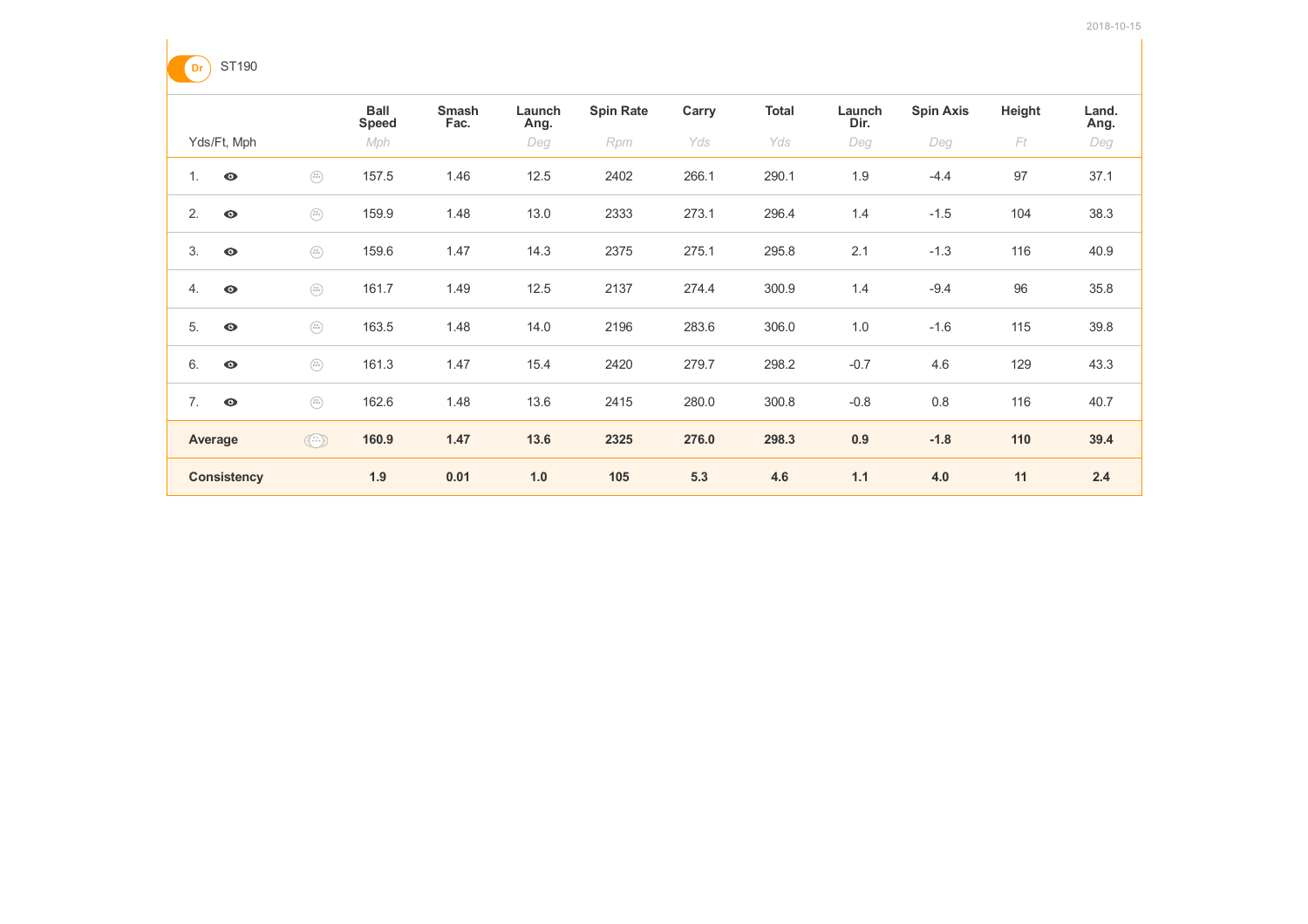Dr ST190

| Yds/Ft, Mph | | | Ball Speed (Mph) | Smash Fac. | Launch Ang. (Deg) | Spin Rate (Rpm) | Carry (Yds) | Total (Yds) | Launch Dir. (Deg) | Spin Axis (Deg) | Height (Ft) | Land. Ang. (Deg) |
|---|---|---|---|---|---|---|---|---|---|---|---|---|
| 1. | | | 157.5 | 1.46 | 12.5 | 2402 | 266.1 | 290.1 | 1.9 | -4.4 | 97 | 37.1 |
| 2. | | | 159.9 | 1.48 | 13.0 | 2333 | 273.1 | 296.4 | 1.4 | -1.5 | 104 | 38.3 |
| 3. | | | 159.6 | 1.47 | 14.3 | 2375 | 275.1 | 295.8 | 2.1 | -1.3 | 116 | 40.9 |
| 4. | | | 161.7 | 1.49 | 12.5 | 2137 | 274.4 | 300.9 | 1.4 | -9.4 | 96 | 35.8 |
| 5. | | | 163.5 | 1.48 | 14.0 | 2196 | 283.6 | 306.0 | 1.0 | -1.6 | 115 | 39.8 |
| 6. | | | 161.3 | 1.47 | 15.4 | 2420 | 279.7 | 298.2 | -0.7 | 4.6 | 129 | 43.3 |
| 7. | | | 162.6 | 1.48 | 13.6 | 2415 | 280.0 | 300.8 | -0.8 | 0.8 | 116 | 40.7 |
| **Average** | | | **160.9** | **1.47** | **13.6** | **2325** | **276.0** | **298.3** | **0.9** | **-1.8** | **110** | **39.4** |
| **Consistency** | | | **1.9** | **0.01** | **1.0** | **105** | **5.3** | **4.6** | **1.1** | **4.0** | **11** | **2.4** |